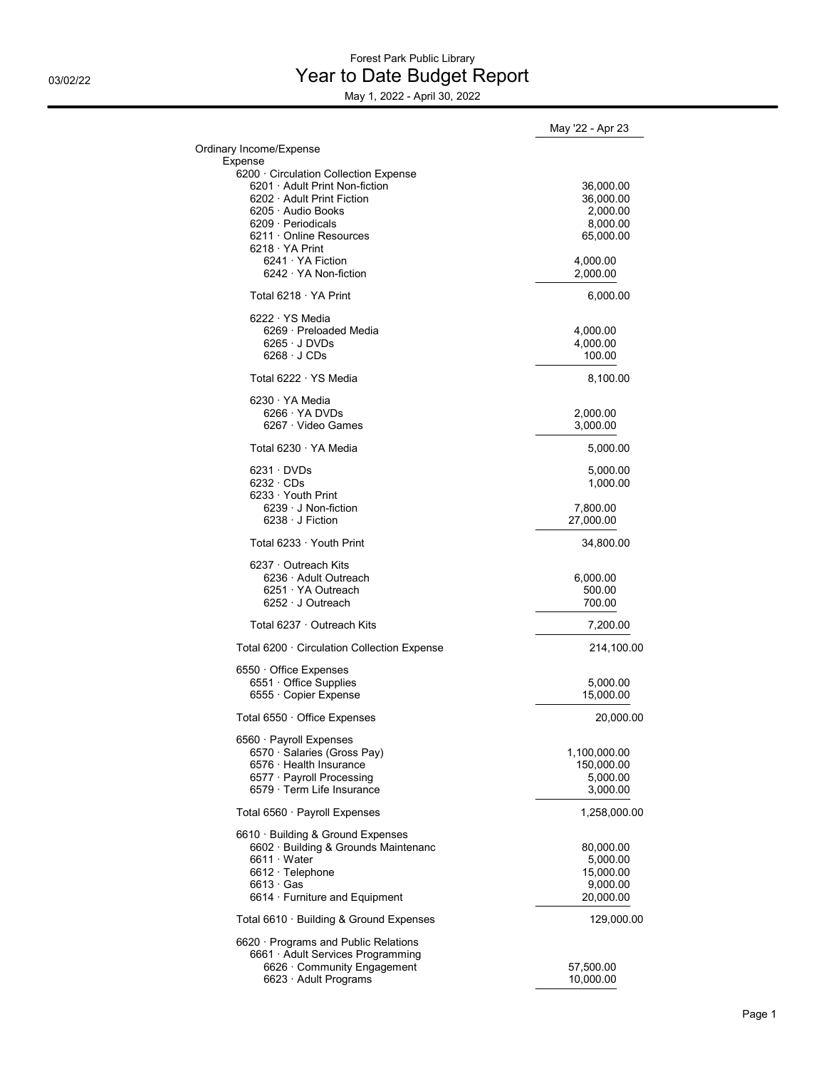Forest Park Public Library

# Year to Date Budget Report

May 1, 2022 - April 30, 2022

03/02/22

| | May '22 - Apr 23 |
|---|---|
| Ordinary Income/Expense | |
| Expense | |
| 6200 · Circulation Collection Expense | |
| 6201 · Adult Print Non-fiction | 36,000.00 |
| 6202 · Adult Print Fiction | 36,000.00 |
| 6205 · Audio Books | 2,000.00 |
| 6209 · Periodicals | 8,000.00 |
| 6211 · Online Resources | 65,000.00 |
| 6218 · YA Print | |
| 6241 · YA Fiction | 4,000.00 |
| 6242 · YA Non-fiction | 2,000.00 |
| Total 6218 · YA Print | 6,000.00 |
| 6222 · YS Media | |
| 6269 · Preloaded Media | 4,000.00 |
| 6265 · J DVDs | 4,000.00 |
| 6268 · J CDs | 100.00 |
| Total 6222 · YS Media | 8,100.00 |
| 6230 · YA Media | |
| 6266 · YA DVDs | 2,000.00 |
| 6267 · Video Games | 3,000.00 |
| Total 6230 · YA Media | 5,000.00 |
| 6231 · DVDs | 5,000.00 |
| 6232 · CDs | 1,000.00 |
| 6233 · Youth Print | |
| 6239 · J Non-fiction | 7,800.00 |
| 6238 · J Fiction | 27,000.00 |
| Total 6233 · Youth Print | 34,800.00 |
| 6237 · Outreach Kits | |
| 6236 · Adult Outreach | 6,000.00 |
| 6251 · YA Outreach | 500.00 |
| 6252 · J Outreach | 700.00 |
| Total 6237 · Outreach Kits | 7,200.00 |
| Total 6200 · Circulation Collection Expense | 214,100.00 |
| 6550 · Office Expenses | |
| 6551 · Office Supplies | 5,000.00 |
| 6555 · Copier Expense | 15,000.00 |
| Total 6550 · Office Expenses | 20,000.00 |
| 6560 · Payroll Expenses | |
| 6570 · Salaries (Gross Pay) | 1,100,000.00 |
| 6576 · Health Insurance | 150,000.00 |
| 6577 · Payroll Processing | 5,000.00 |
| 6579 · Term Life Insurance | 3,000.00 |
| Total 6560 · Payroll Expenses | 1,258,000.00 |
| 6610 · Building & Ground Expenses | |
| 6602 · Building & Grounds Maintenanc | 80,000.00 |
| 6611 · Water | 5,000.00 |
| 6612 · Telephone | 15,000.00 |
| 6613 · Gas | 9,000.00 |
| 6614 · Furniture and Equipment | 20,000.00 |
| Total 6610 · Building & Ground Expenses | 129,000.00 |
| 6620 · Programs and Public Relations | |
| 6661 · Adult Services Programming | |
| 6626 · Community Engagement | 57,500.00 |
| 6623 · Adult Programs | 10,000.00 |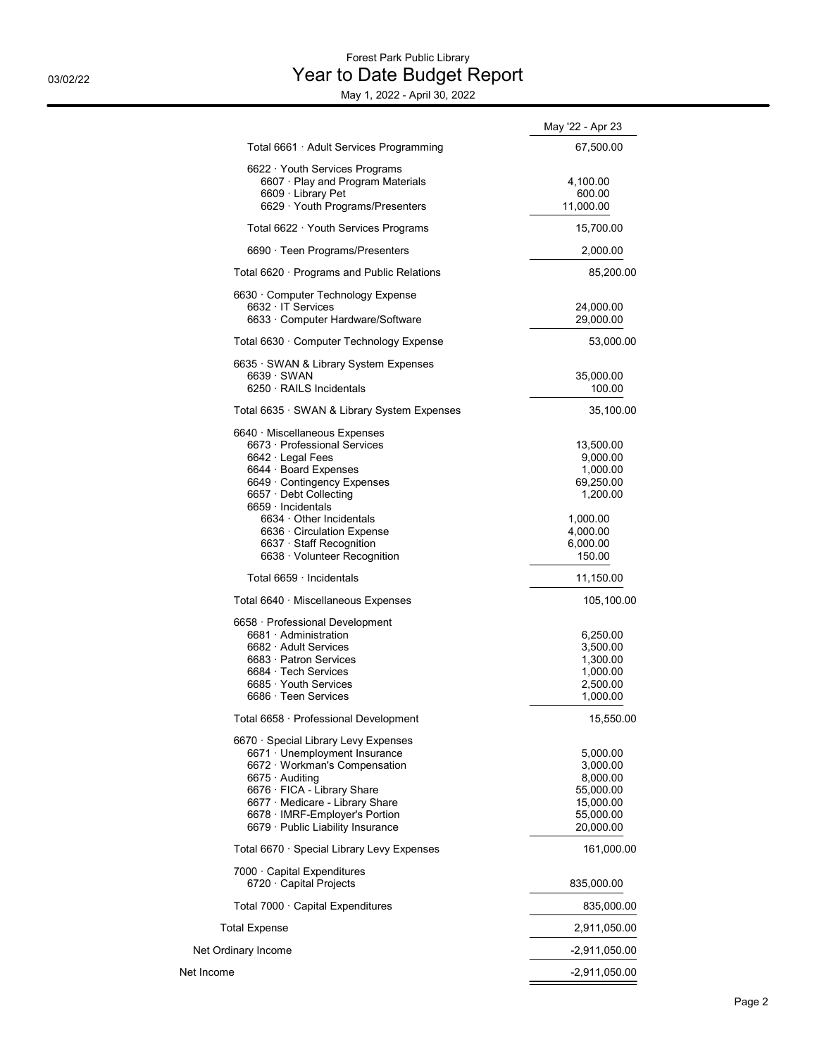Forest Park Public Library

# Year to Date Budget Report

03/02/22

May 1, 2022 - April 30, 2022

| | May '22 - Apr 23 |
|---|---|
| Total 6661 · Adult Services Programming | 67,500.00 |
| 6622 · Youth Services Programs | |
| 6607 · Play and Program Materials | 4,100.00 |
| 6609 · Library Pet | 600.00 |
| 6629 · Youth Programs/Presenters | 11,000.00 |
| Total 6622 · Youth Services Programs | 15,700.00 |
| 6690 · Teen Programs/Presenters | 2,000.00 |
| Total 6620 · Programs and Public Relations | 85,200.00 |
| 6630 · Computer Technology Expense | |
| 6632 · IT Services | 24,000.00 |
| 6633 · Computer Hardware/Software | 29,000.00 |
| Total 6630 · Computer Technology Expense | 53,000.00 |
| 6635 · SWAN & Library System Expenses | |
| 6639 · SWAN | 35,000.00 |
| 6250 · RAILS Incidentals | 100.00 |
| Total 6635 · SWAN & Library System Expenses | 35,100.00 |
| 6640 · Miscellaneous Expenses | |
| 6673 · Professional Services | 13,500.00 |
| 6642 · Legal Fees | 9,000.00 |
| 6644 · Board Expenses | 1,000.00 |
| 6649 · Contingency Expenses | 69,250.00 |
| 6657 · Debt Collecting | 1,200.00 |
| 6659 · Incidentals | |
| 6634 · Other Incidentals | 1,000.00 |
| 6636 · Circulation Expense | 4,000.00 |
| 6637 · Staff Recognition | 6,000.00 |
| 6638 · Volunteer Recognition | 150.00 |
| Total 6659 · Incidentals | 11,150.00 |
| Total 6640 · Miscellaneous Expenses | 105,100.00 |
| 6658 · Professional Development | |
| 6681 · Administration | 6,250.00 |
| 6682 · Adult Services | 3,500.00 |
| 6683 · Patron Services | 1,300.00 |
| 6684 · Tech Services | 1,000.00 |
| 6685 · Youth Services | 2,500.00 |
| 6686 · Teen Services | 1,000.00 |
| Total 6658 · Professional Development | 15,550.00 |
| 6670 · Special Library Levy Expenses | |
| 6671 · Unemployment Insurance | 5,000.00 |
| 6672 · Workman's Compensation | 3,000.00 |
| 6675 · Auditing | 8,000.00 |
| 6676 · FICA - Library Share | 55,000.00 |
| 6677 · Medicare - Library Share | 15,000.00 |
| 6678 · IMRF-Employer's Portion | 55,000.00 |
| 6679 · Public Liability Insurance | 20,000.00 |
| Total 6670 · Special Library Levy Expenses | 161,000.00 |
| 7000 · Capital Expenditures | |
| 6720 · Capital Projects | 835,000.00 |
| Total 7000 · Capital Expenditures | 835,000.00 |
| Total Expense | 2,911,050.00 |
| Net Ordinary Income | -2,911,050.00 |
| Net Income | -2,911,050.00 |